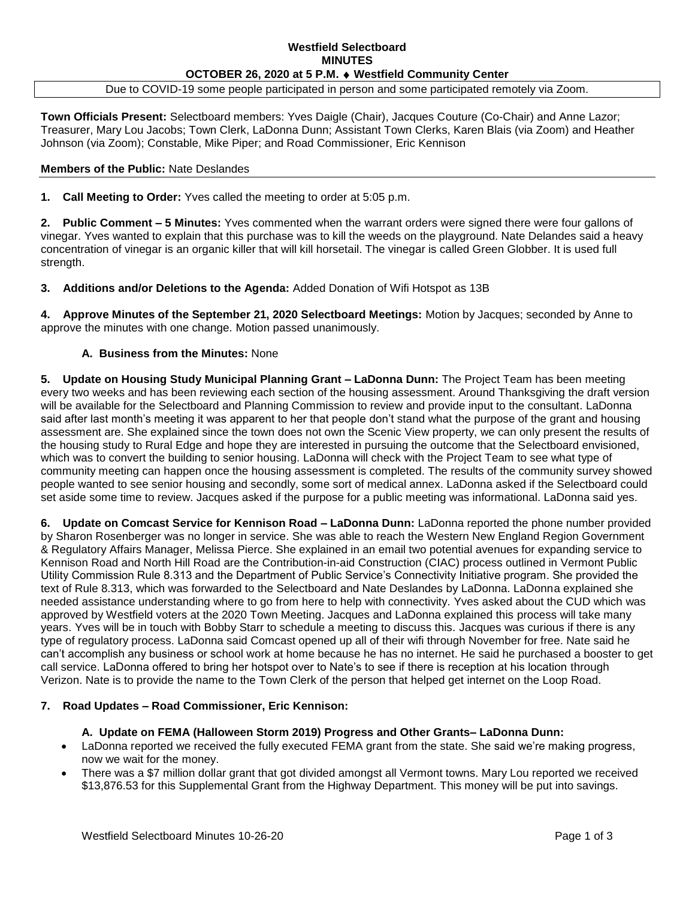**Westfield Selectboard**
**MINUTES**
**OCTOBER 26, 2020 at 5 P.M. ♦ Westfield Community Center**

Due to COVID-19 some people participated in person and some participated remotely via Zoom.

**Town Officials Present:** Selectboard members: Yves Daigle (Chair), Jacques Couture (Co-Chair) and Anne Lazor; Treasurer, Mary Lou Jacobs; Town Clerk, LaDonna Dunn; Assistant Town Clerks, Karen Blais (via Zoom) and Heather Johnson (via Zoom); Constable, Mike Piper; and Road Commissioner, Eric Kennison

**Members of the Public:** Nate Deslandes

**1. Call Meeting to Order:** Yves called the meeting to order at 5:05 p.m.

**2. Public Comment – 5 Minutes:** Yves commented when the warrant orders were signed there were four gallons of vinegar. Yves wanted to explain that this purchase was to kill the weeds on the playground. Nate Delandes said a heavy concentration of vinegar is an organic killer that will kill horsetail. The vinegar is called Green Globber. It is used full strength.

**3. Additions and/or Deletions to the Agenda:** Added Donation of Wifi Hotspot as 13B

**4. Approve Minutes of the September 21, 2020 Selectboard Meetings:** Motion by Jacques; seconded by Anne to approve the minutes with one change. Motion passed unanimously.

**A. Business from the Minutes:** None

**5. Update on Housing Study Municipal Planning Grant – LaDonna Dunn:** The Project Team has been meeting every two weeks and has been reviewing each section of the housing assessment. Around Thanksgiving the draft version will be available for the Selectboard and Planning Commission to review and provide input to the consultant. LaDonna said after last month's meeting it was apparent to her that people don't stand what the purpose of the grant and housing assessment are. She explained since the town does not own the Scenic View property, we can only present the results of the housing study to Rural Edge and hope they are interested in pursuing the outcome that the Selectboard envisioned, which was to convert the building to senior housing. LaDonna will check with the Project Team to see what type of community meeting can happen once the housing assessment is completed. The results of the community survey showed people wanted to see senior housing and secondly, some sort of medical annex. LaDonna asked if the Selectboard could set aside some time to review. Jacques asked if the purpose for a public meeting was informational. LaDonna said yes.

**6. Update on Comcast Service for Kennison Road – LaDonna Dunn:** LaDonna reported the phone number provided by Sharon Rosenberger was no longer in service. She was able to reach the Western New England Region Government & Regulatory Affairs Manager, Melissa Pierce. She explained in an email two potential avenues for expanding service to Kennison Road and North Hill Road are the Contribution-in-aid Construction (CIAC) process outlined in Vermont Public Utility Commission Rule 8.313 and the Department of Public Service's Connectivity Initiative program. She provided the text of Rule 8.313, which was forwarded to the Selectboard and Nate Deslandes by LaDonna. LaDonna explained she needed assistance understanding where to go from here to help with connectivity. Yves asked about the CUD which was approved by Westfield voters at the 2020 Town Meeting. Jacques and LaDonna explained this process will take many years. Yves will be in touch with Bobby Starr to schedule a meeting to discuss this. Jacques was curious if there is any type of regulatory process. LaDonna said Comcast opened up all of their wifi through November for free. Nate said he can't accomplish any business or school work at home because he has no internet. He said he purchased a booster to get call service. LaDonna offered to bring her hotspot over to Nate's to see if there is reception at his location through Verizon. Nate is to provide the name to the Town Clerk of the person that helped get internet on the Loop Road.

**7. Road Updates – Road Commissioner, Eric Kennison:**

**A. Update on FEMA (Halloween Storm 2019) Progress and Other Grants– LaDonna Dunn:**

- LaDonna reported we received the fully executed FEMA grant from the state. She said we're making progress, now we wait for the money.
- There was a $7 million dollar grant that got divided amongst all Vermont towns. Mary Lou reported we received $13,876.53 for this Supplemental Grant from the Highway Department. This money will be put into savings.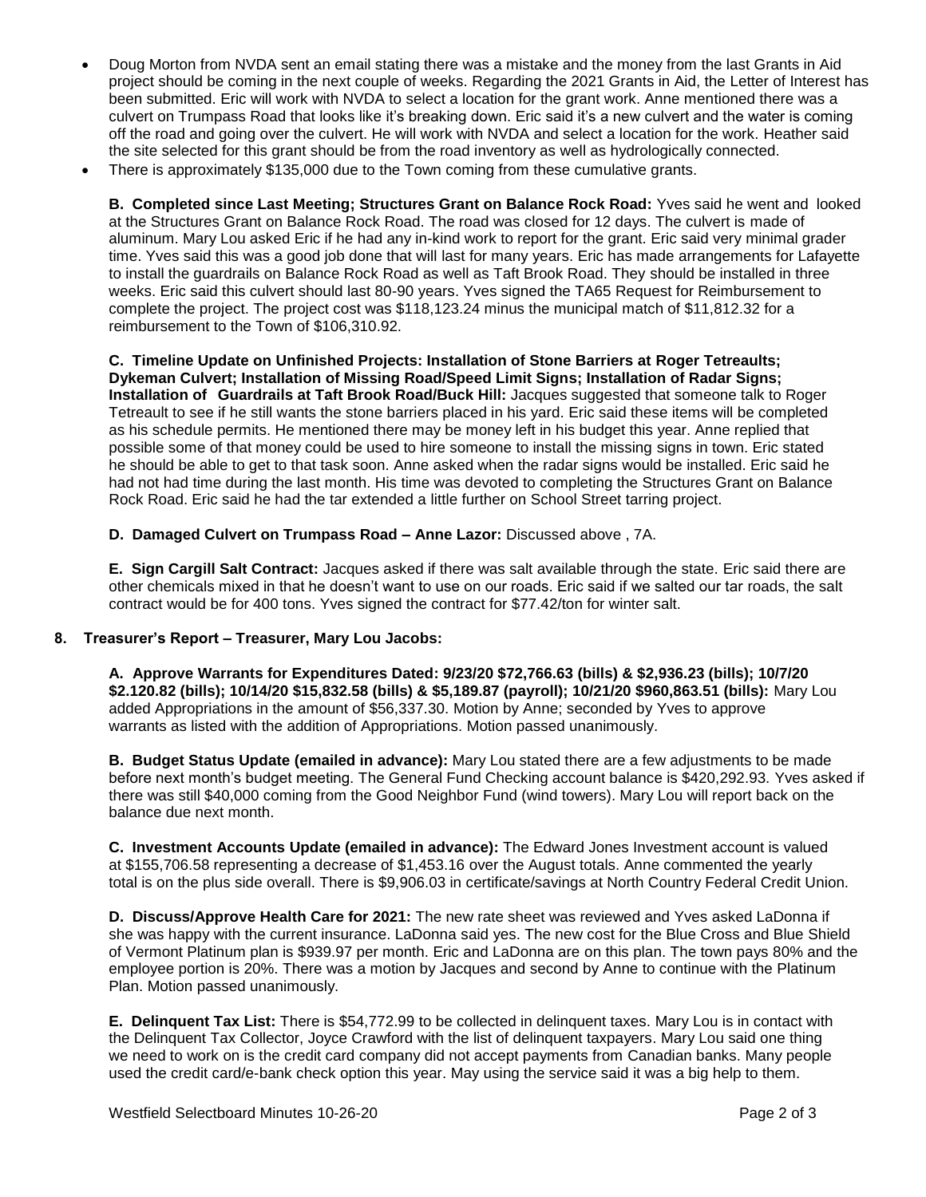- Doug Morton from NVDA sent an email stating there was a mistake and the money from the last Grants in Aid project should be coming in the next couple of weeks. Regarding the 2021 Grants in Aid, the Letter of Interest has been submitted. Eric will work with NVDA to select a location for the grant work. Anne mentioned there was a culvert on Trumpass Road that looks like it's breaking down. Eric said it's a new culvert and the water is coming off the road and going over the culvert. He will work with NVDA and select a location for the work. Heather said the site selected for this grant should be from the road inventory as well as hydrologically connected.
- There is approximately $135,000 due to the Town coming from these cumulative grants.

**B. Completed since Last Meeting; Structures Grant on Balance Rock Road:** Yves said he went and looked at the Structures Grant on Balance Rock Road. The road was closed for 12 days. The culvert is made of aluminum. Mary Lou asked Eric if he had any in-kind work to report for the grant. Eric said very minimal grader time. Yves said this was a good job done that will last for many years. Eric has made arrangements for Lafayette to install the guardrails on Balance Rock Road as well as Taft Brook Road. They should be installed in three weeks. Eric said this culvert should last 80-90 years. Yves signed the TA65 Request for Reimbursement to complete the project. The project cost was $118,123.24 minus the municipal match of $11,812.32 for a reimbursement to the Town of $106,310.92.

**C. Timeline Update on Unfinished Projects: Installation of Stone Barriers at Roger Tetreaults; Dykeman Culvert; Installation of Missing Road/Speed Limit Signs; Installation of Radar Signs; Installation of Guardrails at Taft Brook Road/Buck Hill:** Jacques suggested that someone talk to Roger Tetreault to see if he still wants the stone barriers placed in his yard. Eric said these items will be completed as his schedule permits. He mentioned there may be money left in his budget this year. Anne replied that possible some of that money could be used to hire someone to install the missing signs in town. Eric stated he should be able to get to that task soon. Anne asked when the radar signs would be installed. Eric said he had not had time during the last month. His time was devoted to completing the Structures Grant on Balance Rock Road. Eric said he had the tar extended a little further on School Street tarring project.

**D. Damaged Culvert on Trumpass Road – Anne Lazor:** Discussed above , 7A.

**E. Sign Cargill Salt Contract:** Jacques asked if there was salt available through the state. Eric said there are other chemicals mixed in that he doesn't want to use on our roads. Eric said if we salted our tar roads, the salt contract would be for 400 tons. Yves signed the contract for $77.42/ton for winter salt.

## 8. Treasurer's Report – Treasurer, Mary Lou Jacobs:

**A. Approve Warrants for Expenditures Dated: 9/23/20 $72,766.63 (bills) & $2,936.23 (bills); 10/7/20 $2.120.82 (bills); 10/14/20 $15,832.58 (bills) & $5,189.87 (payroll); 10/21/20 $960,863.51 (bills):** Mary Lou added Appropriations in the amount of $56,337.30. Motion by Anne; seconded by Yves to approve warrants as listed with the addition of Appropriations. Motion passed unanimously.

**B. Budget Status Update (emailed in advance):** Mary Lou stated there are a few adjustments to be made before next month's budget meeting. The General Fund Checking account balance is $420,292.93. Yves asked if there was still $40,000 coming from the Good Neighbor Fund (wind towers). Mary Lou will report back on the balance due next month.

**C. Investment Accounts Update (emailed in advance):** The Edward Jones Investment account is valued at $155,706.58 representing a decrease of $1,453.16 over the August totals. Anne commented the yearly total is on the plus side overall. There is $9,906.03 in certificate/savings at North Country Federal Credit Union.

**D. Discuss/Approve Health Care for 2021:** The new rate sheet was reviewed and Yves asked LaDonna if she was happy with the current insurance. LaDonna said yes. The new cost for the Blue Cross and Blue Shield of Vermont Platinum plan is $939.97 per month. Eric and LaDonna are on this plan. The town pays 80% and the employee portion is 20%. There was a motion by Jacques and second by Anne to continue with the Platinum Plan. Motion passed unanimously.

**E. Delinquent Tax List:** There is $54,772.99 to be collected in delinquent taxes. Mary Lou is in contact with the Delinquent Tax Collector, Joyce Crawford with the list of delinquent taxpayers. Mary Lou said one thing we need to work on is the credit card company did not accept payments from Canadian banks. Many people used the credit card/e-bank check option this year. May using the service said it was a big help to them.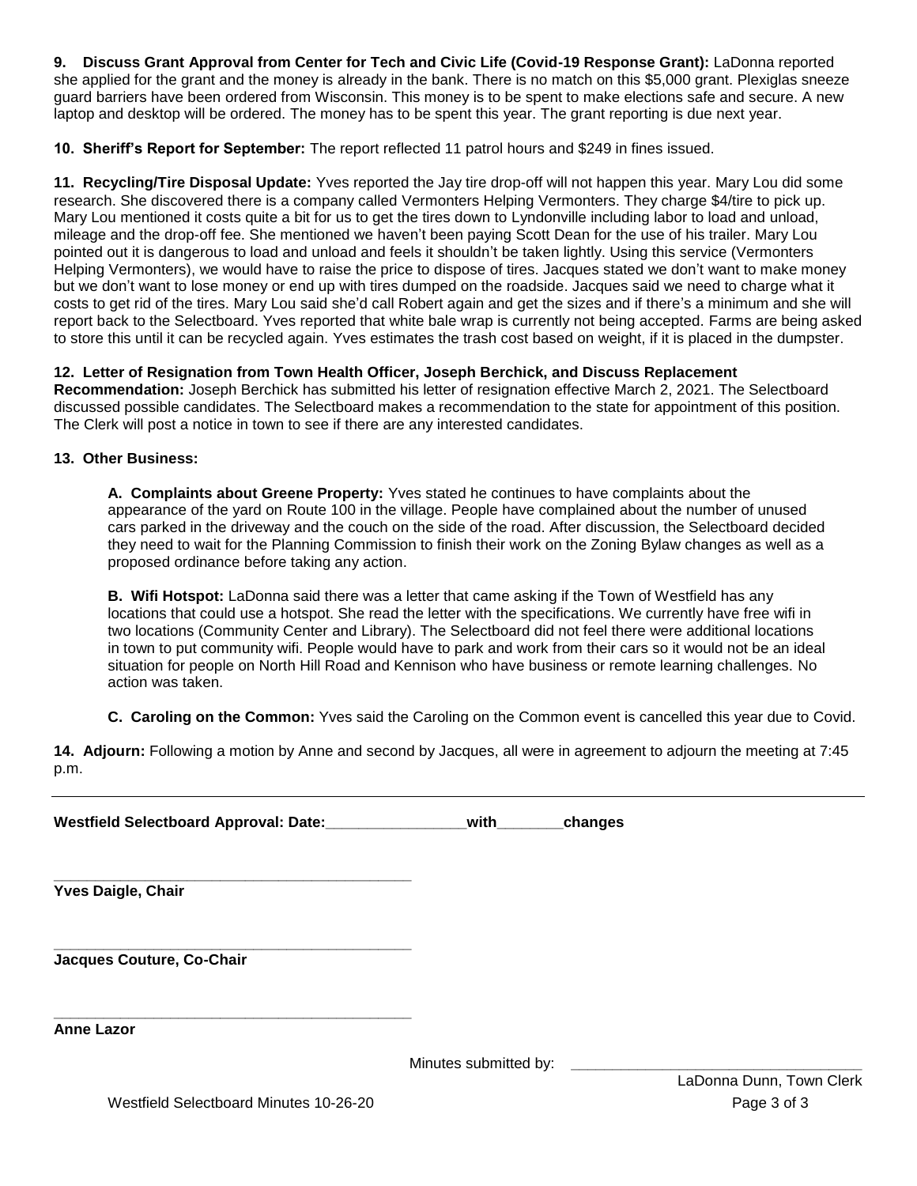**9. Discuss Grant Approval from Center for Tech and Civic Life (Covid-19 Response Grant):** LaDonna reported she applied for the grant and the money is already in the bank. There is no match on this $5,000 grant. Plexiglas sneeze guard barriers have been ordered from Wisconsin. This money is to be spent to make elections safe and secure. A new laptop and desktop will be ordered. The money has to be spent this year. The grant reporting is due next year.

**10. Sheriff's Report for September:** The report reflected 11 patrol hours and $249 in fines issued.

**11. Recycling/Tire Disposal Update:** Yves reported the Jay tire drop-off will not happen this year. Mary Lou did some research. She discovered there is a company called Vermonters Helping Vermonters. They charge $4/tire to pick up. Mary Lou mentioned it costs quite a bit for us to get the tires down to Lyndonville including labor to load and unload, mileage and the drop-off fee. She mentioned we haven't been paying Scott Dean for the use of his trailer. Mary Lou pointed out it is dangerous to load and unload and feels it shouldn't be taken lightly. Using this service (Vermonters Helping Vermonters), we would have to raise the price to dispose of tires. Jacques stated we don't want to make money but we don't want to lose money or end up with tires dumped on the roadside. Jacques said we need to charge what it costs to get rid of the tires. Mary Lou said she'd call Robert again and get the sizes and if there's a minimum and she will report back to the Selectboard. Yves reported that white bale wrap is currently not being accepted. Farms are being asked to store this until it can be recycled again. Yves estimates the trash cost based on weight, if it is placed in the dumpster.

**12. Letter of Resignation from Town Health Officer, Joseph Berchick, and Discuss Replacement Recommendation:** Joseph Berchick has submitted his letter of resignation effective March 2, 2021. The Selectboard discussed possible candidates. The Selectboard makes a recommendation to the state for appointment of this position. The Clerk will post a notice in town to see if there are any interested candidates.

**13. Other Business:**

**A. Complaints about Greene Property:** Yves stated he continues to have complaints about the appearance of the yard on Route 100 in the village. People have complained about the number of unused cars parked in the driveway and the couch on the side of the road. After discussion, the Selectboard decided they need to wait for the Planning Commission to finish their work on the Zoning Bylaw changes as well as a proposed ordinance before taking any action.

**B. Wifi Hotspot:** LaDonna said there was a letter that came asking if the Town of Westfield has any locations that could use a hotspot. She read the letter with the specifications. We currently have free wifi in two locations (Community Center and Library). The Selectboard did not feel there were additional locations in town to put community wifi. People would have to park and work from their cars so it would not be an ideal situation for people on North Hill Road and Kennison who have business or remote learning challenges. No action was taken.

**C. Caroling on the Common:** Yves said the Caroling on the Common event is cancelled this year due to Covid.

**14. Adjourn:** Following a motion by Anne and second by Jacques, all were in agreement to adjourn the meeting at 7:45 p.m.

---

**Westfield Selectboard Approval: Date:\_\_\_\_\_\_\_\_\_\_\_\_\_\_\_\_\_with\_\_\_\_\_\_\_\_changes**

\_\_\_\_\_\_\_\_\_\_\_\_\_\_\_\_\_\_\_\_\_\_\_\_\_\_\_\_\_\_\_\_\_\_\_\_\_\_\_\_\_\_\_\_

**Yves Daigle, Chair**

\_\_\_\_\_\_\_\_\_\_\_\_\_\_\_\_\_\_\_\_\_\_\_\_\_\_\_\_\_\_\_\_\_\_\_\_\_\_\_\_\_\_\_\_

**Jacques Couture, Co-Chair**

\_\_\_\_\_\_\_\_\_\_\_\_\_\_\_\_\_\_\_\_\_\_\_\_\_\_\_\_\_\_\_\_\_\_\_\_\_\_\_\_\_\_\_\_

**Anne Lazor**

Minutes submitted by: \_\_\_\_\_\_\_\_\_\_\_\_\_\_\_\_\_\_\_\_\_\_\_\_\_\_\_\_\_\_\_\_\_\_\_

LaDonna Dunn, Town Clerk